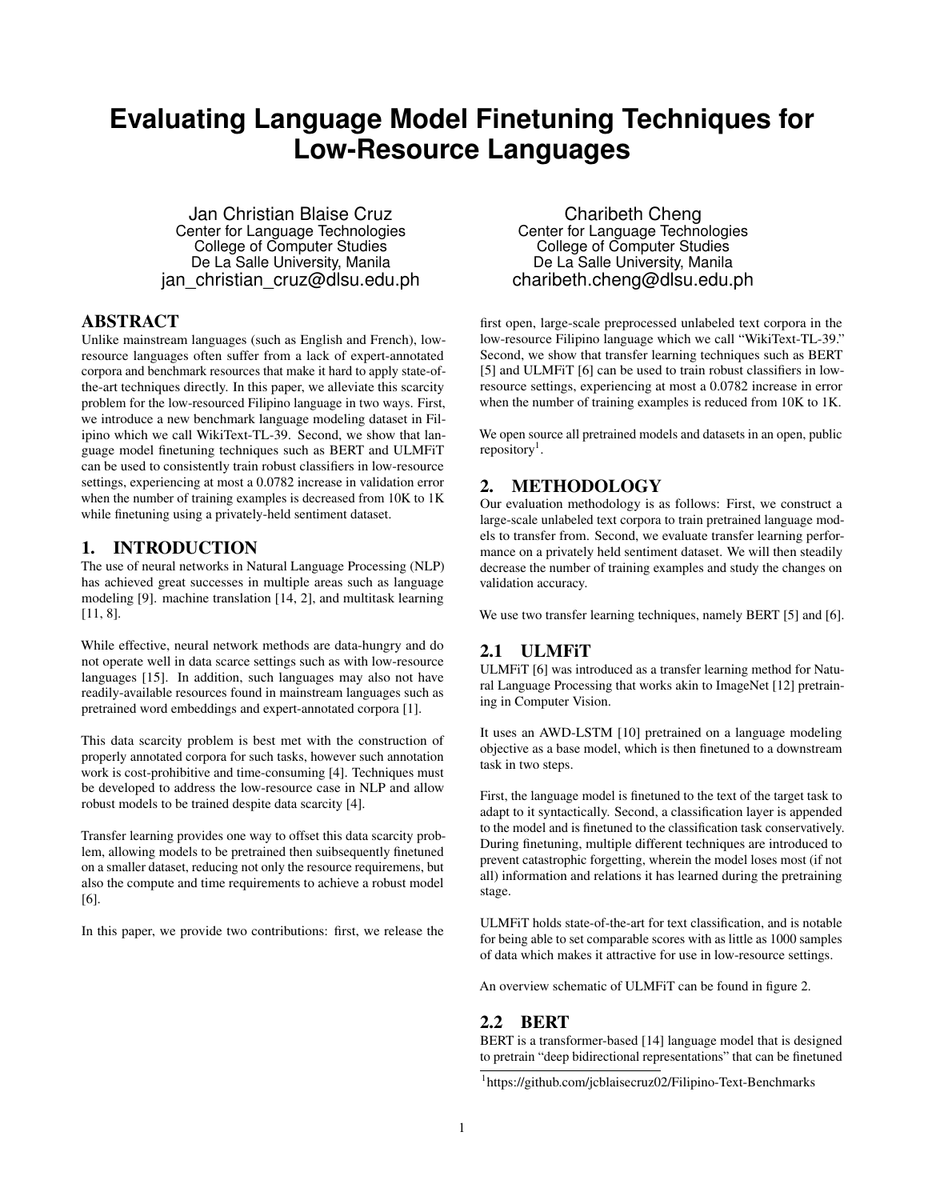# Evaluating Language Model Finetuning Techniques for Low-Resource Languages

Jan Christian Blaise Cruz
Center for Language Technologies
College of Computer Studies
De La Salle University, Manila
jan_christian_cruz@dlsu.edu.ph

Charibeth Cheng
Center for Language Technologies
College of Computer Studies
De La Salle University, Manila
charibeth.cheng@dlsu.edu.ph

## ABSTRACT

Unlike mainstream languages (such as English and French), low-resource languages often suffer from a lack of expert-annotated corpora and benchmark resources that make it hard to apply state-of-the-art techniques directly. In this paper, we alleviate this scarcity problem for the low-resourced Filipino language in two ways. First, we introduce a new benchmark language modeling dataset in Filipino which we call WikiText-TL-39. Second, we show that language model finetuning techniques such as BERT and ULMFiT can be used to consistently train robust classifiers in low-resource settings, experiencing at most a 0.0782 increase in validation error when the number of training examples is decreased from 10K to 1K while finetuning using a privately-held sentiment dataset.

## 1. INTRODUCTION

The use of neural networks in Natural Language Processing (NLP) has achieved great successes in multiple areas such as language modeling [9]. machine translation [14, 2], and multitask learning [11, 8].

While effective, neural network methods are data-hungry and do not operate well in data scarce settings such as with low-resource languages [15]. In addition, such languages may also not have readily-available resources found in mainstream languages such as pretrained word embeddings and expert-annotated corpora [1].

This data scarcity problem is best met with the construction of properly annotated corpora for such tasks, however such annotation work is cost-prohibitive and time-consuming [4]. Techniques must be developed to address the low-resource case in NLP and allow robust models to be trained despite data scarcity [4].

Transfer learning provides one way to offset this data scarcity problem, allowing models to be pretrained then suibsequently finetuned on a smaller dataset, reducing not only the resource requiremens, but also the compute and time requirements to achieve a robust model [6].

In this paper, we provide two contributions: first, we release the first open, large-scale preprocessed unlabeled text corpora in the low-resource Filipino language which we call "WikiText-TL-39." Second, we show that transfer learning techniques such as BERT [5] and ULMFiT [6] can be used to train robust classifiers in low-resource settings, experiencing at most a 0.0782 increase in error when the number of training examples is reduced from 10K to 1K.

We open source all pretrained models and datasets in an open, public repository[1].

## 2. METHODOLOGY

Our evaluation methodology is as follows: First, we construct a large-scale unlabeled text corpora to train pretrained language models to transfer from. Second, we evaluate transfer learning performance on a privately held sentiment dataset. We will then steadily decrease the number of training examples and study the changes on validation accuracy.

We use two transfer learning techniques, namely BERT [5] and [6].

### 2.1 ULMFiT

ULMFiT [6] was introduced as a transfer learning method for Natural Language Processing that works akin to ImageNet [12] pretraining in Computer Vision.

It uses an AWD-LSTM [10] pretrained on a language modeling objective as a base model, which is then finetuned to a downstream task in two steps.

First, the language model is finetuned to the text of the target task to adapt to it syntactically. Second, a classification layer is appended to the model and is finetuned to the classification task conservatively. During finetuning, multiple different techniques are introduced to prevent catastrophic forgetting, wherein the model loses most (if not all) information and relations it has learned during the pretraining stage.

ULMFiT holds state-of-the-art for text classification, and is notable for being able to set comparable scores with as little as 1000 samples of data which makes it attractive for use in low-resource settings.

An overview schematic of ULMFiT can be found in figure 2.

### 2.2 BERT

BERT is a transformer-based [14] language model that is designed to pretrain "deep bidirectional representations" that can be finetuned

[1]https://github.com/jcblaisecruz02/Filipino-Text-Benchmarks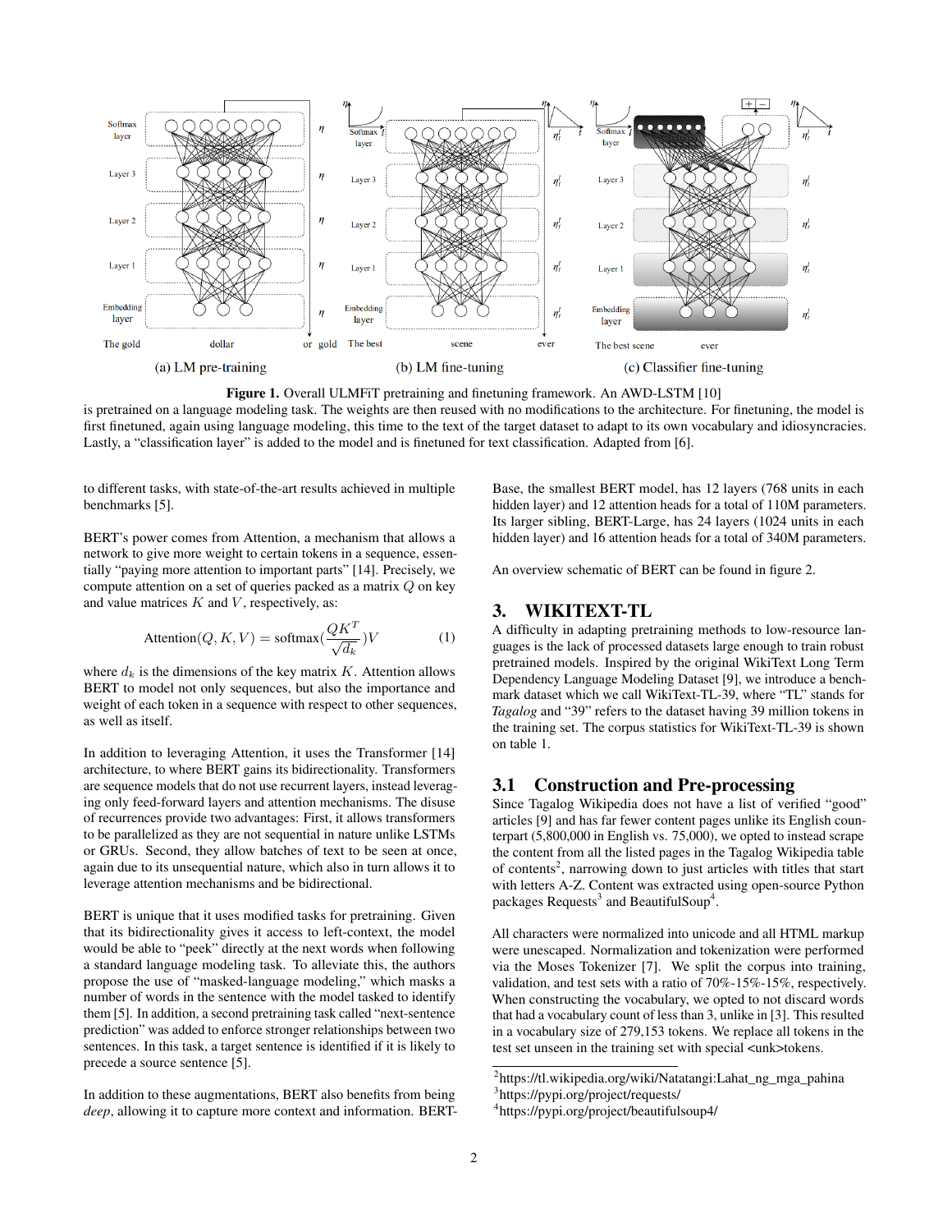**Figure 1.** Overall ULMFiT pretraining and finetuning framework. An AWD-LSTM [10] is pretrained on a language modeling task. The weights are then reused with no modifications to the architecture. For finetuning, the model is first finetuned, again using language modeling, this time to the text of the target dataset to adapt to its own vocabulary and idiosyncracies. Lastly, a "classification layer" is added to the model and is finetuned for text classification. Adapted from [6].

to different tasks, with state-of-the-art results achieved in multiple benchmarks [5].

BERT's power comes from Attention, a mechanism that allows a network to give more weight to certain tokens in a sequence, essentially "paying more attention to important parts" [14]. Precisely, we compute attention on a set of queries packed as a matrix $Q$ on key and value matrices $K$ and $V$, respectively, as:

$$\text{Attention}(Q, K, V) = \text{softmax}\left(\frac{QK^T}{\sqrt{d_k}}\right)V \quad (1)$$

where $d_k$ is the dimensions of the key matrix $K$. Attention allows BERT to model not only sequences, but also the importance and weight of each token in a sequence with respect to other sequences, as well as itself.

In addition to leveraging Attention, it uses the Transformer [14] architecture, to where BERT gains its bidirectionality. Transformers are sequence models that do not use recurrent layers, instead leveraging only feed-forward layers and attention mechanisms. The disuse of recurrences provide two advantages: First, it allows transformers to be parallelized as they are not sequential in nature unlike LSTMs or GRUs. Second, they allow batches of text to be seen at once, again due to its unsequential nature, which also in turn allows it to leverage attention mechanisms and be bidirectional.

BERT is unique that it uses modified tasks for pretraining. Given that its bidirectionality gives it access to left-context, the model would be able to "peek" directly at the next words when following a standard language modeling task. To alleviate this, the authors propose the use of "masked-language modeling," which masks a number of words in the sentence with the model tasked to identify them [5]. In addition, a second pretraining task called "next-sentence prediction" was added to enforce stronger relationships between two sentences. In this task, a target sentence is identified if it is likely to precede a source sentence [5].

In addition to these augmentations, BERT also benefits from being *deep*, allowing it to capture more context and information. BERT-Base, the smallest BERT model, has 12 layers (768 units in each hidden layer) and 12 attention heads for a total of 110M parameters. Its larger sibling, BERT-Large, has 24 layers (1024 units in each hidden layer) and 16 attention heads for a total of 340M parameters.

An overview schematic of BERT can be found in figure 2.

## 3. WIKITEXT-TL

A difficulty in adapting pretraining methods to low-resource languages is the lack of processed datasets large enough to train robust pretrained models. Inspired by the original WikiText Long Term Dependency Language Modeling Dataset [9], we introduce a benchmark dataset which we call WikiText-TL-39, where "TL" stands for *Tagalog* and "39" refers to the dataset having 39 million tokens in the training set. The corpus statistics for WikiText-TL-39 is shown on table 1.

### 3.1 Construction and Pre-processing

Since Tagalog Wikipedia does not have a list of verified "good" articles [9] and has far fewer content pages unlike its English counterpart (5,800,000 in English vs. 75,000), we opted to instead scrape the content from all the listed pages in the Tagalog Wikipedia table of contents[2], narrowing down to just articles with titles that start with letters A-Z. Content was extracted using open-source Python packages Requests[3] and BeautifulSoup[4].

All characters were normalized into unicode and all HTML markup were unescaped. Normalization and tokenization were performed via the Moses Tokenizer [7]. We split the corpus into training, validation, and test sets with a ratio of 70%-15%-15%, respectively. When constructing the vocabulary, we opted to not discard words that had a vocabulary count of less than 3, unlike in [3]. This resulted in a vocabulary size of 279,153 tokens. We replace all tokens in the test set unseen in the training set with special <unk>tokens.

[2] https://tl.wikipedia.org/wiki/Natatangi:Lahat_ng_mga_pahina
[3] https://pypi.org/project/requests/
[4] https://pypi.org/project/beautifulsoup4/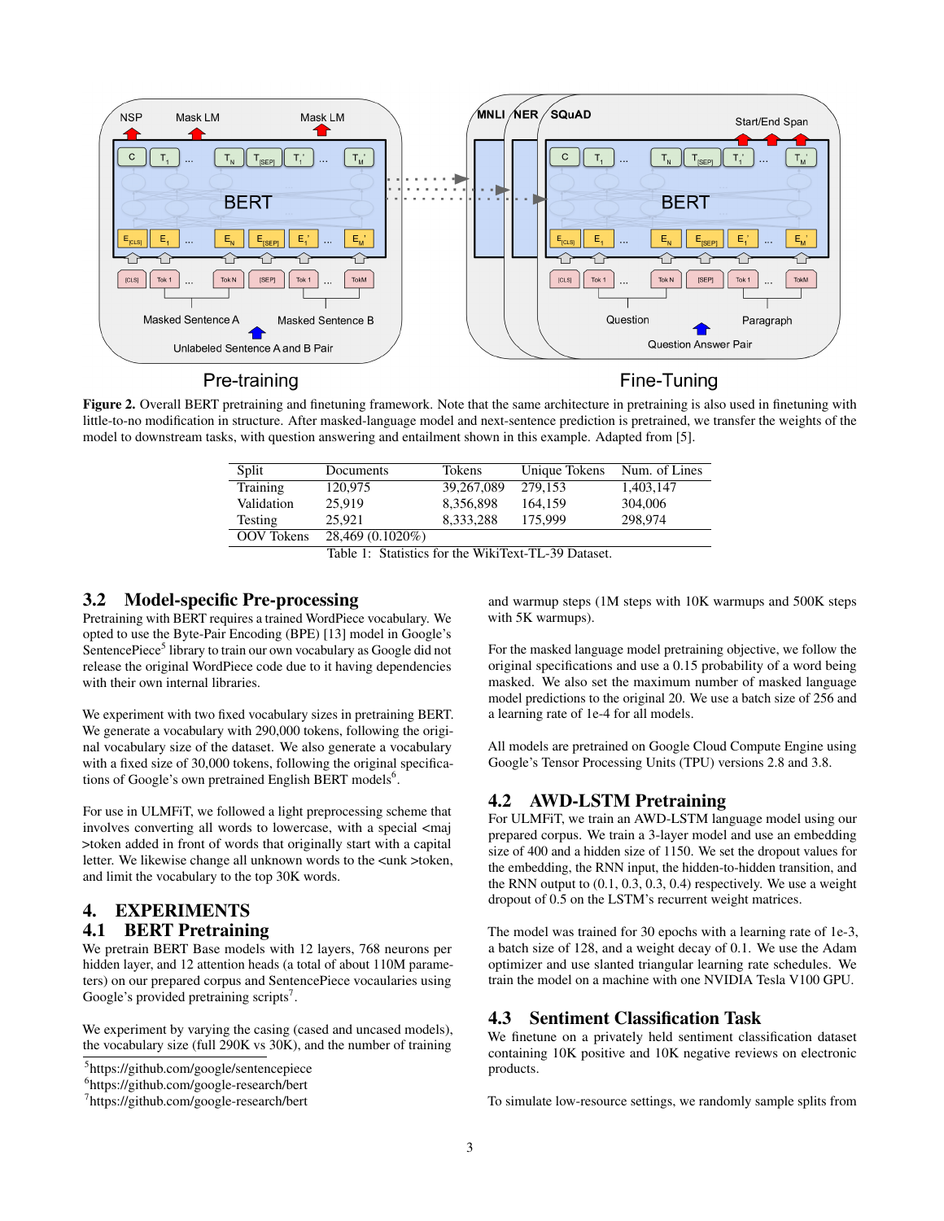Figure 2. Overall BERT pretraining and finetuning framework. Note that the same architecture in pretraining is also used in finetuning with little-to-no modification in structure. After masked-language model and next-sentence prediction is pretrained, we transfer the weights of the model to downstream tasks, with question answering and entailment shown in this example. Adapted from [5].

| Split | Documents | Tokens | Unique Tokens | Num. of Lines |
|---|---|---|---|---|
| Training | 120,975 | 39,267,089 | 279,153 | 1,403,147 |
| Validation | 25,919 | 8,356,898 | 164,159 | 304,006 |
| Testing | 25,921 | 8,333,288 | 175,999 | 298,974 |
| OOV Tokens | 28,469 (0.1020%) | | | |

Table 1: Statistics for the WikiText-TL-39 Dataset.

### 3.2 Model-specific Pre-processing

Pretraining with BERT requires a trained WordPiece vocabulary. We opted to use the Byte-Pair Encoding (BPE) [13] model in Google's SentencePiece[5] library to train our own vocabulary as Google did not release the original WordPiece code due to it having dependencies with their own internal libraries.

We experiment with two fixed vocabulary sizes in pretraining BERT. We generate a vocabulary with 290,000 tokens, following the original vocabulary size of the dataset. We also generate a vocabulary with a fixed size of 30,000 tokens, following the original specifications of Google's own pretrained English BERT models[6].

For use in ULMFiT, we followed a light preprocessing scheme that involves converting all words to lowercase, with a special <maj >token added in front of words that originally start with a capital letter. We likewise change all unknown words to the <unk >token, and limit the vocabulary to the top 30K words.

## 4. EXPERIMENTS

### 4.1 BERT Pretraining

We pretrain BERT Base models with 12 layers, 768 neurons per hidden layer, and 12 attention heads (a total of about 110M parameters) on our prepared corpus and SentencePiece vocabularies using Google's provided pretraining scripts[7].

We experiment by varying the casing (cased and uncased models), the vocabulary size (full 290K vs 30K), and the number of training and warmup steps (1M steps with 10K warmups and 500K steps with 5K warmups).

For the masked language model pretraining objective, we follow the original specifications and use a 0.15 probability of a word being masked. We also set the maximum number of masked language model predictions to the original 20. We use a batch size of 256 and a learning rate of 1e-4 for all models.

All models are pretrained on Google Cloud Compute Engine using Google's Tensor Processing Units (TPU) versions 2.8 and 3.8.

[5] https://github.com/google/sentencepiece
[6] https://github.com/google-research/bert
[7] https://github.com/google-research/bert

### 4.2 AWD-LSTM Pretraining

For ULMFiT, we train an AWD-LSTM language model using our prepared corpus. We train a 3-layer model and use an embedding size of 400 and a hidden size of 1150. We set the dropout values for the embedding, the RNN input, the hidden-to-hidden transition, and the RNN output to (0.1, 0.3, 0.3, 0.4) respectively. We use a weight dropout of 0.5 on the LSTM's recurrent weight matrices.

The model was trained for 30 epochs with a learning rate of 1e-3, a batch size of 128, and a weight decay of 0.1. We use the Adam optimizer and use slanted triangular learning rate schedules. We train the model on a machine with one NVIDIA Tesla V100 GPU.

### 4.3 Sentiment Classification Task

We finetune on a privately held sentiment classification dataset containing 10K positive and 10K negative reviews on electronic products.

To simulate low-resource settings, we randomly sample splits from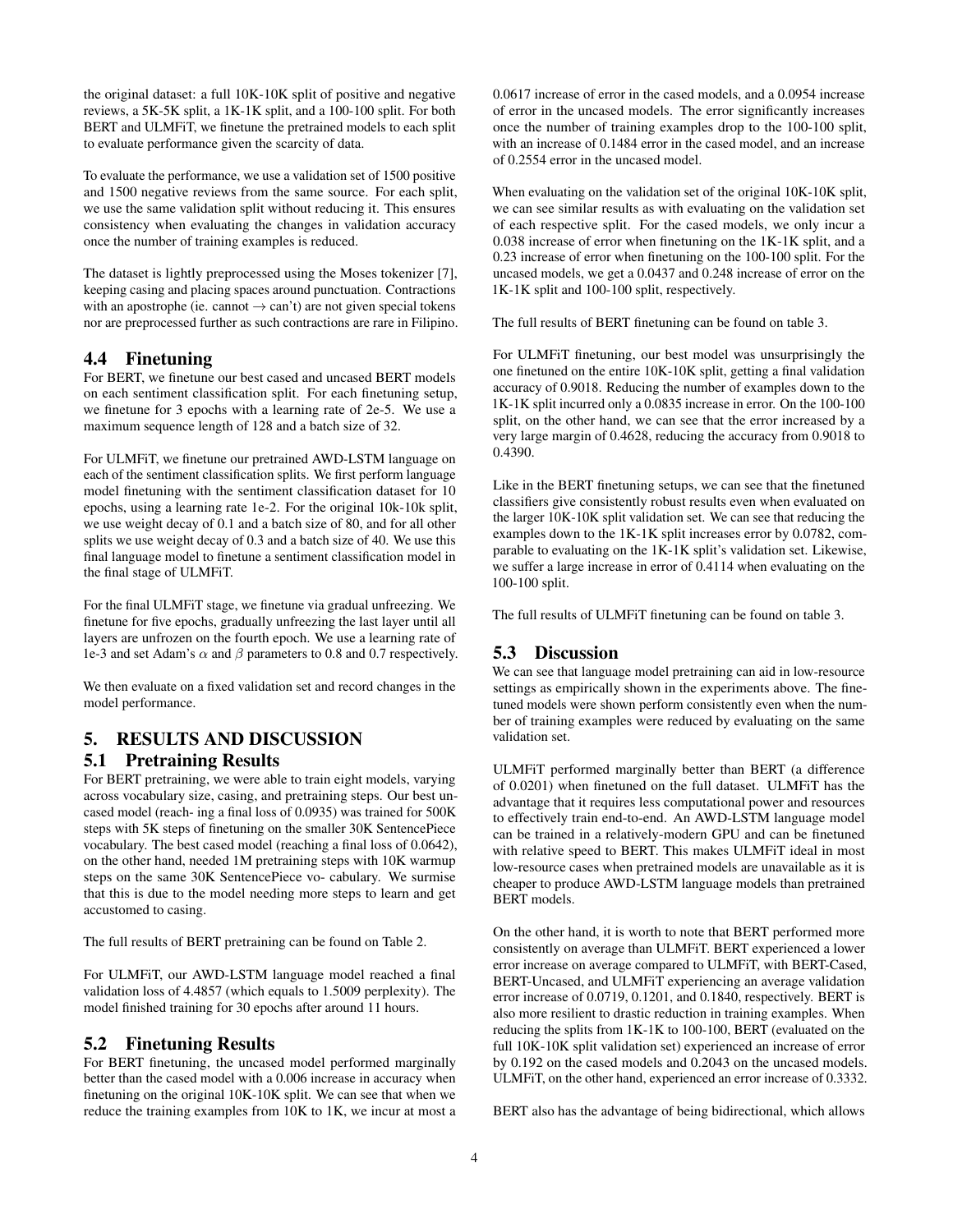the original dataset: a full 10K-10K split of positive and negative reviews, a 5K-5K split, a 1K-1K split, and a 100-100 split. For both BERT and ULMFiT, we finetune the pretrained models to each split to evaluate performance given the scarcity of data.

To evaluate the performance, we use a validation set of 1500 positive and 1500 negative reviews from the same source. For each split, we use the same validation split without reducing it. This ensures consistency when evaluating the changes in validation accuracy once the number of training examples is reduced.

The dataset is lightly preprocessed using the Moses tokenizer [7], keeping casing and placing spaces around punctuation. Contractions with an apostrophe (ie. cannot → can't) are not given special tokens nor are preprocessed further as such contractions are rare in Filipino.

## 4.4 Finetuning

For BERT, we finetune our best cased and uncased BERT models on each sentiment classification split. For each finetuning setup, we finetune for 3 epochs with a learning rate of 2e-5. We use a maximum sequence length of 128 and a batch size of 32.

For ULMFiT, we finetune our pretrained AWD-LSTM language on each of the sentiment classification splits. We first perform language model finetuning with the sentiment classification dataset for 10 epochs, using a learning rate 1e-2. For the original 10k-10k split, we use weight decay of 0.1 and a batch size of 80, and for all other splits we use weight decay of 0.3 and a batch size of 40. We use this final language model to finetune a sentiment classification model in the final stage of ULMFiT.

For the final ULMFiT stage, we finetune via gradual unfreezing. We finetune for five epochs, gradually unfreezing the last layer until all layers are unfrozen on the fourth epoch. We use a learning rate of 1e-3 and set Adam's $\alpha$ and $\beta$ parameters to 0.8 and 0.7 respectively.

We then evaluate on a fixed validation set and record changes in the model performance.

# 5. RESULTS AND DISCUSSION

## 5.1 Pretraining Results

For BERT pretraining, we were able to train eight models, varying across vocabulary size, casing, and pretraining steps. Our best uncased model (reach- ing a final loss of 0.0935) was trained for 500K steps with 5K steps of finetuning on the smaller 30K SentencePiece vocabulary. The best cased model (reaching a final loss of 0.0642), on the other hand, needed 1M pretraining steps with 10K warmup steps on the same 30K SentencePiece vo- cabulary. We surmise that this is due to the model needing more steps to learn and get accustomed to casing.

The full results of BERT pretraining can be found on Table 2.

For ULMFiT, our AWD-LSTM language model reached a final validation loss of 4.4857 (which equals to 1.5009 perplexity). The model finished training for 30 epochs after around 11 hours.

## 5.2 Finetuning Results

For BERT finetuning, the uncased model performed marginally better than the cased model with a 0.006 increase in accuracy when finetuning on the original 10K-10K split. We can see that when we reduce the training examples from 10K to 1K, we incur at most a 0.0617 increase of error in the cased models, and a 0.0954 increase of error in the uncased models. The error significantly increases once the number of training examples drop to the 100-100 split, with an increase of 0.1484 error in the cased model, and an increase of 0.2554 error in the uncased model.

When evaluating on the validation set of the original 10K-10K split, we can see similar results as with evaluating on the validation set of each respective split. For the cased models, we only incur a 0.038 increase of error when finetuning on the 1K-1K split, and a 0.23 increase of error when finetuning on the 100-100 split. For the uncased models, we get a 0.0437 and 0.248 increase of error on the 1K-1K split and 100-100 split, respectively.

The full results of BERT finetuning can be found on table 3.

For ULMFiT finetuning, our best model was unsurprisingly the one finetuned on the entire 10K-10K split, getting a final validation accuracy of 0.9018. Reducing the number of examples down to the 1K-1K split incurred only a 0.0835 increase in error. On the 100-100 split, on the other hand, we can see that the error increased by a very large margin of 0.4628, reducing the accuracy from 0.9018 to 0.4390.

Like in the BERT finetuning setups, we can see that the finetuned classifiers give consistently robust results even when evaluated on the larger 10K-10K split validation set. We can see that reducing the examples down to the 1K-1K split increases error by 0.0782, comparable to evaluating on the 1K-1K split's validation set. Likewise, we suffer a large increase in error of 0.4114 when evaluating on the 100-100 split.

The full results of ULMFiT finetuning can be found on table 3.

## 5.3 Discussion

We can see that language model pretraining can aid in low-resource settings as empirically shown in the experiments above. The finetuned models were shown perform consistently even when the number of training examples were reduced by evaluating on the same validation set.

ULMFiT performed marginally better than BERT (a difference of 0.0201) when finetuned on the full dataset. ULMFiT has the advantage that it requires less computational power and resources to effectively train end-to-end. An AWD-LSTM language model can be trained in a relatively-modern GPU and can be finetuned with relative speed to BERT. This makes ULMFiT ideal in most low-resource cases when pretrained models are unavailable as it is cheaper to produce AWD-LSTM language models than pretrained BERT models.

On the other hand, it is worth to note that BERT performed more consistently on average than ULMFiT. BERT experienced a lower error increase on average compared to ULMFiT, with BERT-Cased, BERT-Uncased, and ULMFiT experiencing an average validation error increase of 0.0719, 0.1201, and 0.1840, respectively. BERT is also more resilient to drastic reduction in training examples. When reducing the splits from 1K-1K to 100-100, BERT (evaluated on the full 10K-10K split validation set) experienced an increase of error by 0.192 on the cased models and 0.2043 on the uncased models. ULMFiT, on the other hand, experienced an error increase of 0.3332.

BERT also has the advantage of being bidirectional, which allows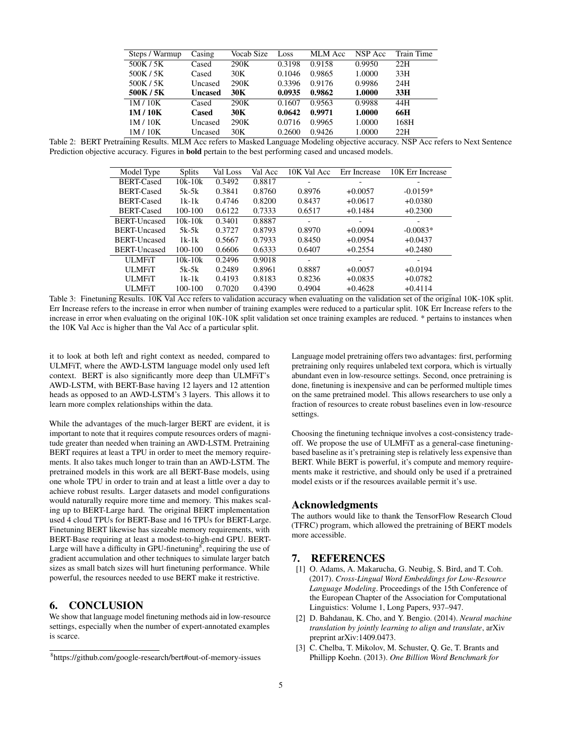| Steps / Warmup | Casing | Vocab Size | Loss | MLM Acc | NSP Acc | Train Time |
|---|---|---|---|---|---|---|
| 500K / 5K | Cased | 290K | 0.3198 | 0.9158 | 0.9950 | 22H |
| 500K / 5K | Cased | 30K | 0.1046 | 0.9865 | 1.0000 | 33H |
| 500K / 5K | Uncased | 290K | 0.3396 | 0.9176 | 0.9986 | 24H |
| **500K / 5K** | **Uncased** | **30K** | **0.0935** | **0.9862** | **1.0000** | **33H** |
| 1M / 10K | Cased | 290K | 0.1607 | 0.9563 | 0.9988 | 44H |
| **1M / 10K** | **Cased** | **30K** | **0.0642** | **0.9971** | **1.0000** | **66H** |
| 1M / 10K | Uncased | 290K | 0.0716 | 0.9965 | 1.0000 | 168H |
| 1M / 10K | Uncased | 30K | 0.2600 | 0.9426 | 1.0000 | 22H |

Table 2: BERT Pretraining Results. MLM Acc refers to Masked Language Modeling objective accuracy. NSP Acc refers to Next Sentence Prediction objective accuracy. Figures in **bold** pertain to the best performing cased and uncased models.

| Model Type | Splits | Val Loss | Val Acc | 10K Val Acc | Err Increase | 10K Err Increase |
|---|---|---|---|---|---|---|
| BERT-Cased | 10k-10k | 0.3492 | 0.8817 | - | - | - |
| BERT-Cased | 5k-5k | 0.3841 | 0.8760 | 0.8976 | +0.0057 | -0.0159* |
| BERT-Cased | 1k-1k | 0.4746 | 0.8200 | 0.8437 | +0.0617 | +0.0380 |
| BERT-Cased | 100-100 | 0.6122 | 0.7333 | 0.6517 | +0.1484 | +0.2300 |
| BERT-Uncased | 10k-10k | 0.3401 | 0.8887 | - | - | - |
| BERT-Uncased | 5k-5k | 0.3727 | 0.8793 | 0.8970 | +0.0094 | -0.0083* |
| BERT-Uncased | 1k-1k | 0.5667 | 0.7933 | 0.8450 | +0.0954 | +0.0437 |
| BERT-Uncased | 100-100 | 0.6606 | 0.6333 | 0.6407 | +0.2554 | +0.2480 |
| ULMFiT | 10k-10k | 0.2496 | 0.9018 | - | - | - |
| ULMFiT | 5k-5k | 0.2489 | 0.8961 | 0.8887 | +0.0057 | +0.0194 |
| ULMFiT | 1k-1k | 0.4193 | 0.8183 | 0.8236 | +0.0835 | +0.0782 |
| ULMFiT | 100-100 | 0.7020 | 0.4390 | 0.4904 | +0.4628 | +0.4114 |

Table 3: Finetuning Results. 10K Val Acc refers to validation accuracy when evaluating on the validation set of the original 10K-10K split. Err Increase refers to the increase in error when number of training examples were reduced to a particular split. 10K Err Increase refers to the increase in error when evaluating on the original 10K-10K split validation set once training examples are reduced. * pertains to instances when the 10K Val Acc is higher than the Val Acc of a particular split.

it to look at both left and right context as needed, compared to ULMFiT, where the AWD-LSTM language model only used left context. BERT is also significantly more deep than ULMFiT's AWD-LSTM, with BERT-Base having 12 layers and 12 attention heads as opposed to an AWD-LSTM's 3 layers. This allows it to learn more complex relationships within the data.

While the advantages of the much-larger BERT are evident, it is important to note that it requires compute resources orders of magnitude greater than needed when training an AWD-LSTM. Pretraining BERT requires at least a TPU in order to meet the memory requirements. It also takes much longer to train than an AWD-LSTM. The pretrained models in this work are all BERT-Base models, using one whole TPU in order to train and at least a little over a day to achieve robust results. Larger datasets and model configurations would naturally require more time and memory. This makes scaling up to BERT-Large hard. The original BERT implementation used 4 cloud TPUs for BERT-Base and 16 TPUs for BERT-Large. Finetuning BERT likewise has sizeable memory requirements, with BERT-Base requiring at least a modest-to-high-end GPU. BERT-Large will have a difficulty in GPU-finetuning[8], requiring the use of gradient accumulation and other techniques to simulate larger batch sizes as small batch sizes will hurt finetuning performance. While powerful, the resources needed to use BERT make it restrictive.

## 6. CONCLUSION

We show that language model finetuning methods aid in low-resource settings, especially when the number of expert-annotated examples is scarce.

[8]https://github.com/google-research/bert#out-of-memory-issues

Language model pretraining offers two advantages: first, performing pretraining only requires unlabeled text corpora, which is virtually abundant even in low-resource settings. Second, once pretraining is done, finetuning is inexpensive and can be performed multiple times on the same pretrained model. This allows researchers to use only a fraction of resources to create robust baselines even in low-resource settings.

Choosing the finetuning technique involves a cost-consistency tradeoff. We propose the use of ULMFiT as a general-case finetuning-based baseline as it's pretraining step is relatively less expensive than BERT. While BERT is powerful, it's compute and memory requirements make it restrictive, and should only be used if a pretrained model exists or if the resources available permit it's use.

## Acknowledgments

The authors would like to thank the TensorFlow Research Cloud (TFRC) program, which allowed the pretraining of BERT models more accessible.

## 7. REFERENCES

[1] O. Adams, A. Makarucha, G. Neubig, S. Bird, and T. Coh. (2017). *Cross-Lingual Word Embeddings for Low-Resource Language Modeling*. Proceedings of the 15th Conference of the European Chapter of the Association for Computational Linguistics: Volume 1, Long Papers, 937–947.

[2] D. Bahdanau, K. Cho, and Y. Bengio. (2014). *Neural machine translation by jointly learning to align and translate*, arXiv preprint arXiv:1409.0473.

[3] C. Chelba, T. Mikolov, M. Schuster, Q. Ge, T. Brants and Phillipp Koehn. (2013). *One Billion Word Benchmark for*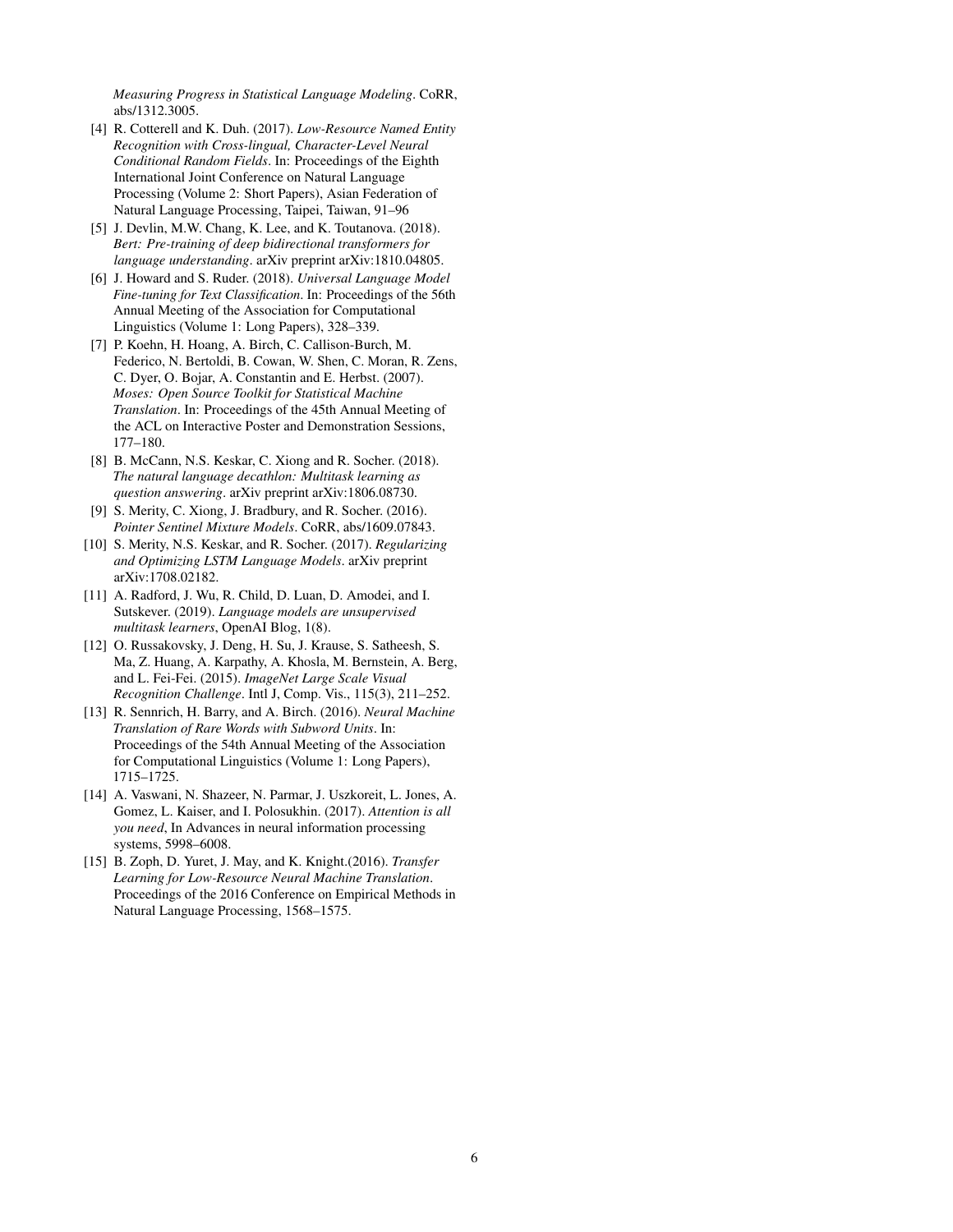*Measuring Progress in Statistical Language Modeling*. CoRR, abs/1312.3005.

[4] R. Cotterell and K. Duh. (2017). *Low-Resource Named Entity Recognition with Cross-lingual, Character-Level Neural Conditional Random Fields*. In: Proceedings of the Eighth International Joint Conference on Natural Language Processing (Volume 2: Short Papers), Asian Federation of Natural Language Processing, Taipei, Taiwan, 91–96

[5] J. Devlin, M.W. Chang, K. Lee, and K. Toutanova. (2018). *Bert: Pre-training of deep bidirectional transformers for language understanding*. arXiv preprint arXiv:1810.04805.

[6] J. Howard and S. Ruder. (2018). *Universal Language Model Fine-tuning for Text Classification*. In: Proceedings of the 56th Annual Meeting of the Association for Computational Linguistics (Volume 1: Long Papers), 328–339.

[7] P. Koehn, H. Hoang, A. Birch, C. Callison-Burch, M. Federico, N. Bertoldi, B. Cowan, W. Shen, C. Moran, R. Zens, C. Dyer, O. Bojar, A. Constantin and E. Herbst. (2007). *Moses: Open Source Toolkit for Statistical Machine Translation*. In: Proceedings of the 45th Annual Meeting of the ACL on Interactive Poster and Demonstration Sessions, 177–180.

[8] B. McCann, N.S. Keskar, C. Xiong and R. Socher. (2018). *The natural language decathlon: Multitask learning as question answering*. arXiv preprint arXiv:1806.08730.

[9] S. Merity, C. Xiong, J. Bradbury, and R. Socher. (2016). *Pointer Sentinel Mixture Models*. CoRR, abs/1609.07843.

[10] S. Merity, N.S. Keskar, and R. Socher. (2017). *Regularizing and Optimizing LSTM Language Models*. arXiv preprint arXiv:1708.02182.

[11] A. Radford, J. Wu, R. Child, D. Luan, D. Amodei, and I. Sutskever. (2019). *Language models are unsupervised multitask learners*, OpenAI Blog, 1(8).

[12] O. Russakovsky, J. Deng, H. Su, J. Krause, S. Satheesh, S. Ma, Z. Huang, A. Karpathy, A. Khosla, M. Bernstein, A. Berg, and L. Fei-Fei. (2015). *ImageNet Large Scale Visual Recognition Challenge*. Intl J, Comp. Vis., 115(3), 211–252.

[13] R. Sennrich, H. Barry, and A. Birch. (2016). *Neural Machine Translation of Rare Words with Subword Units*. In: Proceedings of the 54th Annual Meeting of the Association for Computational Linguistics (Volume 1: Long Papers), 1715–1725.

[14] A. Vaswani, N. Shazeer, N. Parmar, J. Uszkoreit, L. Jones, A. Gomez, L. Kaiser, and I. Polosukhin. (2017). *Attention is all you need*, In Advances in neural information processing systems, 5998–6008.

[15] B. Zoph, D. Yuret, J. May, and K. Knight.(2016). *Transfer Learning for Low-Resource Neural Machine Translation*. Proceedings of the 2016 Conference on Empirical Methods in Natural Language Processing, 1568–1575.